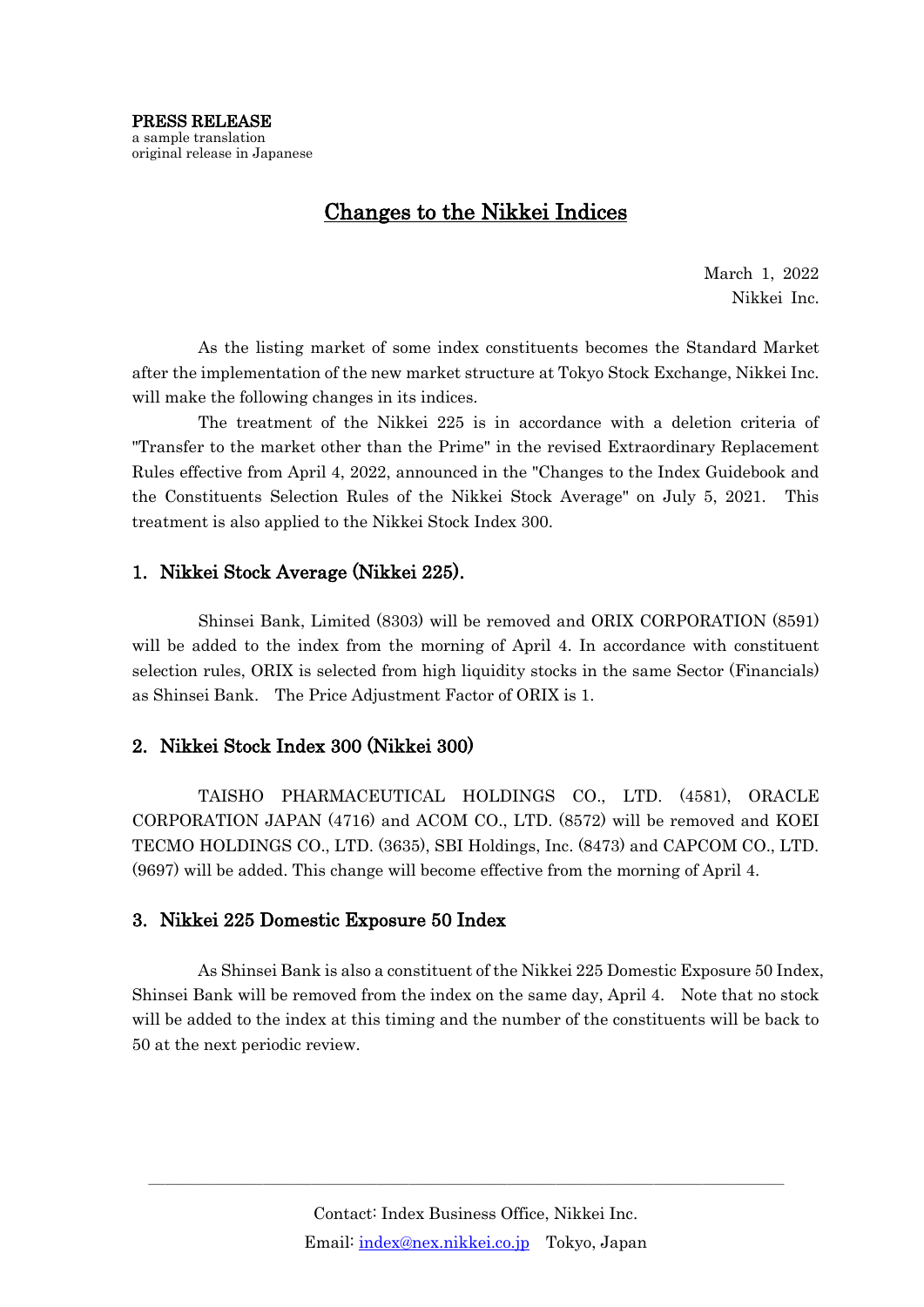**PRESS RELEASE**
a sample translation
original release in Japanese

# Changes to the Nikkei Indices

March 1, 2022
Nikkei Inc.

As the listing market of some index constituents becomes the Standard Market after the implementation of the new market structure at Tokyo Stock Exchange, Nikkei Inc. will make the following changes in its indices.

The treatment of the Nikkei 225 is in accordance with a deletion criteria of "Transfer to the market other than the Prime" in the revised Extraordinary Replacement Rules effective from April 4, 2022, announced in the "Changes to the Index Guidebook and the Constituents Selection Rules of the Nikkei Stock Average" on July 5, 2021. This treatment is also applied to the Nikkei Stock Index 300.

## 1. Nikkei Stock Average (Nikkei 225).

Shinsei Bank, Limited (8303) will be removed and ORIX CORPORATION (8591) will be added to the index from the morning of April 4. In accordance with constituent selection rules, ORIX is selected from high liquidity stocks in the same Sector (Financials) as Shinsei Bank. The Price Adjustment Factor of ORIX is 1.

## 2. Nikkei Stock Index 300 (Nikkei 300)

TAISHO PHARMACEUTICAL HOLDINGS CO., LTD. (4581), ORACLE CORPORATION JAPAN (4716) and ACOM CO., LTD. (8572) will be removed and KOEI TECMO HOLDINGS CO., LTD. (3635), SBI Holdings, Inc. (8473) and CAPCOM CO., LTD. (9697) will be added. This change will become effective from the morning of April 4.

## 3. Nikkei 225 Domestic Exposure 50 Index

As Shinsei Bank is also a constituent of the Nikkei 225 Domestic Exposure 50 Index, Shinsei Bank will be removed from the index on the same day, April 4. Note that no stock will be added to the index at this timing and the number of the constituents will be back to 50 at the next periodic review.

---

Contact: Index Business Office, Nikkei Inc.
Email: index@nex.nikkei.co.jp Tokyo, Japan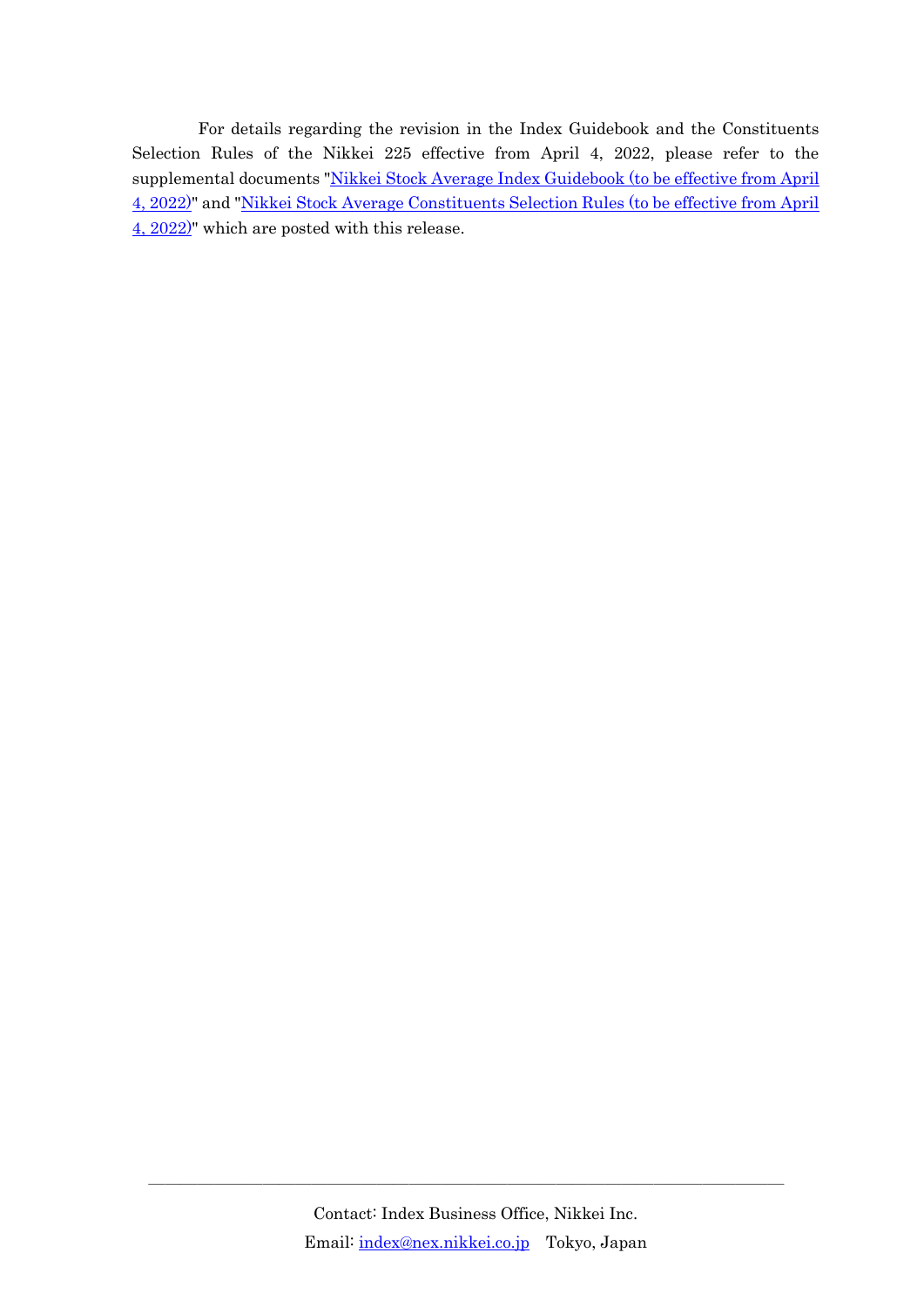For details regarding the revision in the Index Guidebook and the Constituents Selection Rules of the Nikkei 225 effective from April 4, 2022, please refer to the supplemental documents "Nikkei Stock Average Index Guidebook (to be effective from April 4, 2022)" and "Nikkei Stock Average Constituents Selection Rules (to be effective from April 4, 2022)" which are posted with this release.

---

Contact: Index Business Office, Nikkei Inc.

Email: index@nex.nikkei.co.jp　Tokyo, Japan